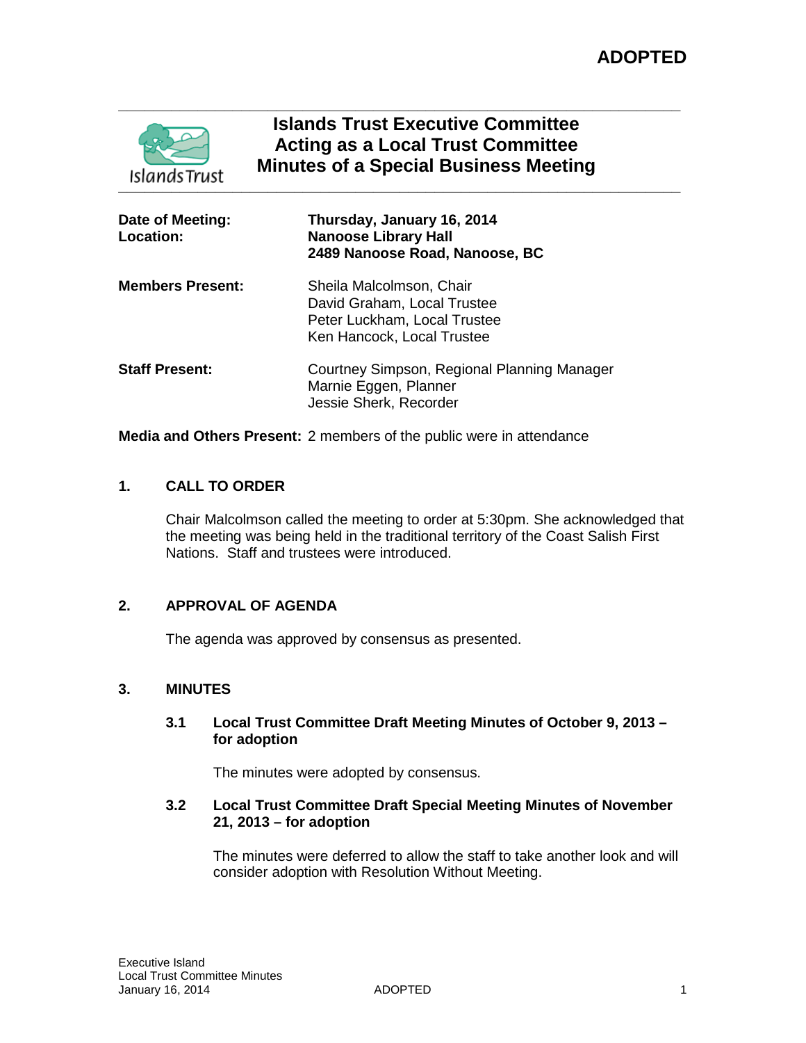**ADOPTED**

# Islands Trust Executive Committee Acting as a Local Trust Committee Minutes of a Special Business Meeting

| | |
|---|---|
| **Date of Meeting:** | **Thursday, January 16, 2014** |
| **Location:** | **Nanoose Library Hall** **2489 Nanoose Road, Nanoose, BC** |
| **Members Present:** | Sheila Malcolmson, Chair<br>David Graham, Local Trustee<br>Peter Luckham, Local Trustee<br>Ken Hancock, Local Trustee |
| **Staff Present:** | Courtney Simpson, Regional Planning Manager<br>Marnie Eggen, Planner<br>Jessie Sherk, Recorder |
| **Media and Others Present:** | 2 members of the public were in attendance |

## 1. CALL TO ORDER

Chair Malcolmson called the meeting to order at 5:30pm. She acknowledged that the meeting was being held in the traditional territory of the Coast Salish First Nations. Staff and trustees were introduced.

## 2. APPROVAL OF AGENDA

The agenda was approved by consensus as presented.

## 3. MINUTES

### 3.1 Local Trust Committee Draft Meeting Minutes of October 9, 2013 – for adoption

The minutes were adopted by consensus.

### 3.2 Local Trust Committee Draft Special Meeting Minutes of November 21, 2013 – for adoption

The minutes were deferred to allow the staff to take another look and will consider adoption with Resolution Without Meeting.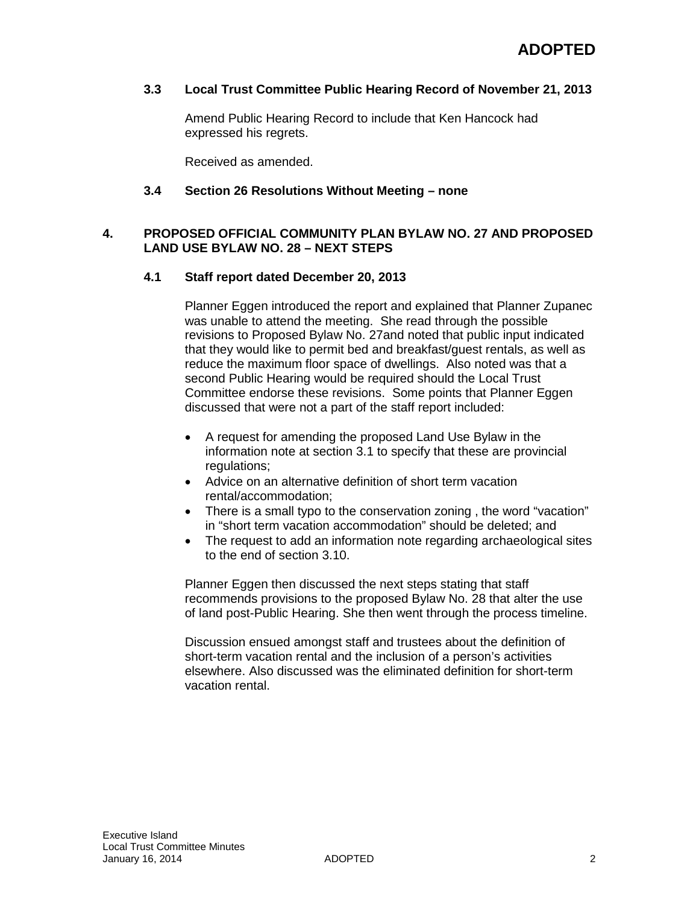**ADOPTED**

### 3.3 Local Trust Committee Public Hearing Record of November 21, 2013

Amend Public Hearing Record to include that Ken Hancock had expressed his regrets.

Received as amended.

### 3.4 Section 26 Resolutions Without Meeting – none

## 4. PROPOSED OFFICIAL COMMUNITY PLAN BYLAW NO. 27 AND PROPOSED LAND USE BYLAW NO. 28 – NEXT STEPS

### 4.1 Staff report dated December 20, 2013

Planner Eggen introduced the report and explained that Planner Zupanec was unable to attend the meeting. She read through the possible revisions to Proposed Bylaw No. 27and noted that public input indicated that they would like to permit bed and breakfast/guest rentals, as well as reduce the maximum floor space of dwellings. Also noted was that a second Public Hearing would be required should the Local Trust Committee endorse these revisions. Some points that Planner Eggen discussed that were not a part of the staff report included:

- A request for amending the proposed Land Use Bylaw in the information note at section 3.1 to specify that these are provincial regulations;
- Advice on an alternative definition of short term vacation rental/accommodation;
- There is a small typo to the conservation zoning , the word "vacation" in "short term vacation accommodation" should be deleted; and
- The request to add an information note regarding archaeological sites to the end of section 3.10.

Planner Eggen then discussed the next steps stating that staff recommends provisions to the proposed Bylaw No. 28 that alter the use of land post-Public Hearing. She then went through the process timeline.

Discussion ensued amongst staff and trustees about the definition of short-term vacation rental and the inclusion of a person's activities elsewhere. Also discussed was the eliminated definition for short-term vacation rental.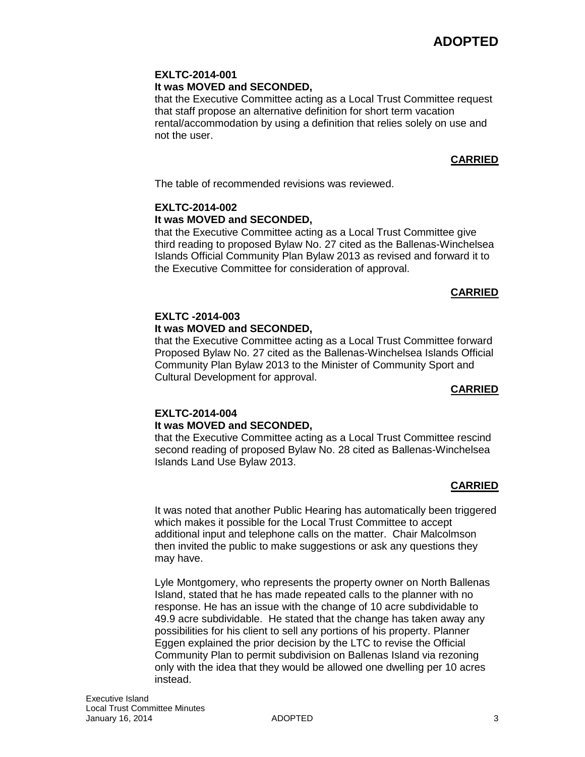**ADOPTED**

**EXLTC-2014-001**
**It was MOVED and SECONDED,**
that the Executive Committee acting as a Local Trust Committee request that staff propose an alternative definition for short term vacation rental/accommodation by using a definition that relies solely on use and not the user.

**CARRIED**

The table of recommended revisions was reviewed.

**EXLTC-2014-002**
**It was MOVED and SECONDED,**
that the Executive Committee acting as a Local Trust Committee give third reading to proposed Bylaw No. 27 cited as the Ballenas-Winchelsea Islands Official Community Plan Bylaw 2013 as revised and forward it to the Executive Committee for consideration of approval.

**CARRIED**

**EXLTC -2014-003**
**It was MOVED and SECONDED,**
that the Executive Committee acting as a Local Trust Committee forward Proposed Bylaw No. 27 cited as the Ballenas-Winchelsea Islands Official Community Plan Bylaw 2013 to the Minister of Community Sport and Cultural Development for approval.

**CARRIED**

**EXLTC-2014-004**
**It was MOVED and SECONDED,**
that the Executive Committee acting as a Local Trust Committee rescind second reading of proposed Bylaw No. 28 cited as Ballenas-Winchelsea Islands Land Use Bylaw 2013.

**CARRIED**

It was noted that another Public Hearing has automatically been triggered which makes it possible for the Local Trust Committee to accept additional input and telephone calls on the matter. Chair Malcolmson then invited the public to make suggestions or ask any questions they may have.

Lyle Montgomery, who represents the property owner on North Ballenas Island, stated that he has made repeated calls to the planner with no response. He has an issue with the change of 10 acre subdividable to 49.9 acre subdividable. He stated that the change has taken away any possibilities for his client to sell any portions of his property. Planner Eggen explained the prior decision by the LTC to revise the Official Community Plan to permit subdivision on Ballenas Island via rezoning only with the idea that they would be allowed one dwelling per 10 acres instead.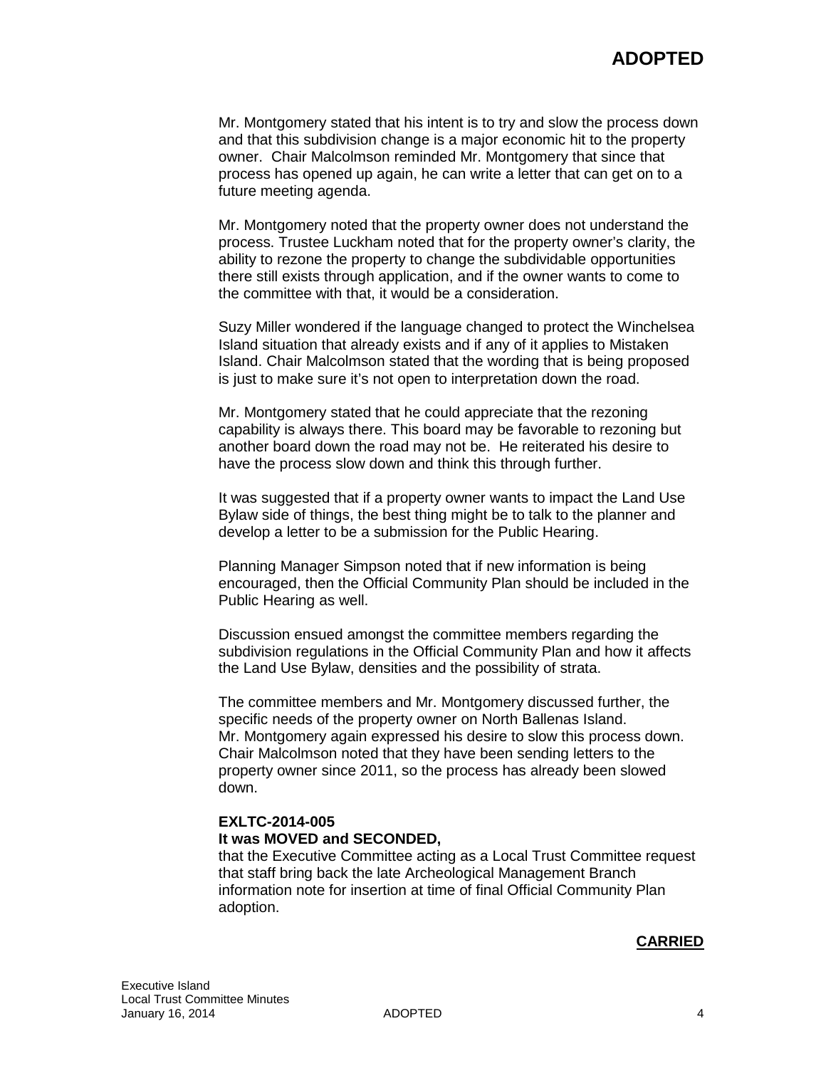Mr. Montgomery stated that his intent is to try and slow the process down and that this subdivision change is a major economic hit to the property owner. Chair Malcolmson reminded Mr. Montgomery that since that process has opened up again, he can write a letter that can get on to a future meeting agenda.

Mr. Montgomery noted that the property owner does not understand the process. Trustee Luckham noted that for the property owner's clarity, the ability to rezone the property to change the subdividable opportunities there still exists through application, and if the owner wants to come to the committee with that, it would be a consideration.

Suzy Miller wondered if the language changed to protect the Winchelsea Island situation that already exists and if any of it applies to Mistaken Island. Chair Malcolmson stated that the wording that is being proposed is just to make sure it's not open to interpretation down the road.

Mr. Montgomery stated that he could appreciate that the rezoning capability is always there. This board may be favorable to rezoning but another board down the road may not be. He reiterated his desire to have the process slow down and think this through further.

It was suggested that if a property owner wants to impact the Land Use Bylaw side of things, the best thing might be to talk to the planner and develop a letter to be a submission for the Public Hearing.

Planning Manager Simpson noted that if new information is being encouraged, then the Official Community Plan should be included in the Public Hearing as well.

Discussion ensued amongst the committee members regarding the subdivision regulations in the Official Community Plan and how it affects the Land Use Bylaw, densities and the possibility of strata.

The committee members and Mr. Montgomery discussed further, the specific needs of the property owner on North Ballenas Island. Mr. Montgomery again expressed his desire to slow this process down. Chair Malcolmson noted that they have been sending letters to the property owner since 2011, so the process has already been slowed down.

**EXLTC-2014-005**
**It was MOVED and SECONDED,**
that the Executive Committee acting as a Local Trust Committee request that staff bring back the late Archeological Management Branch information note for insertion at time of final Official Community Plan adoption.

**CARRIED**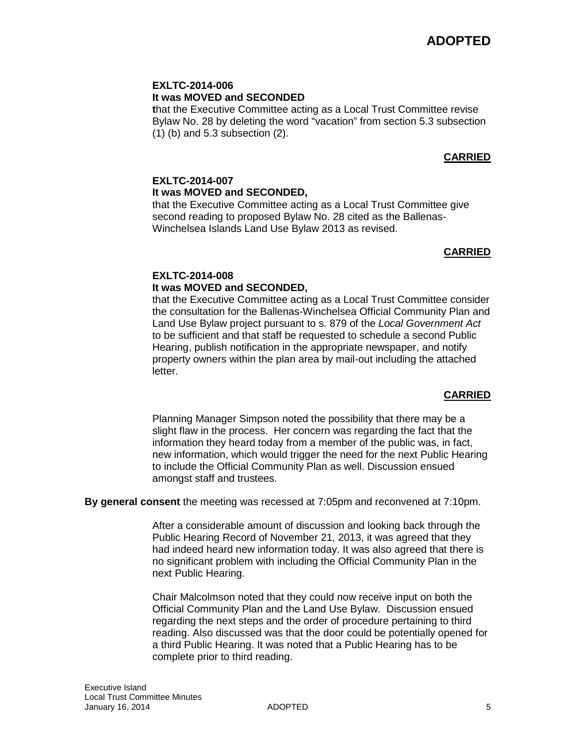**ADOPTED**

**EXLTC-2014-006**
**It was MOVED and SECONDED**
**t**hat the Executive Committee acting as a Local Trust Committee revise Bylaw No. 28 by deleting the word "vacation" from section 5.3 subsection (1) (b) and 5.3 subsection (2).

**CARRIED**

**EXLTC-2014-007**
**It was MOVED and SECONDED,**
that the Executive Committee acting as a Local Trust Committee give second reading to proposed Bylaw No. 28 cited as the Ballenas-Winchelsea Islands Land Use Bylaw 2013 as revised.

**CARRIED**

**EXLTC-2014-008**
**It was MOVED and SECONDED,**
that the Executive Committee acting as a Local Trust Committee consider the consultation for the Ballenas-Winchelsea Official Community Plan and Land Use Bylaw project pursuant to s. 879 of the *Local Government Act* to be sufficient and that staff be requested to schedule a second Public Hearing, publish notification in the appropriate newspaper, and notify property owners within the plan area by mail-out including the attached letter.

**CARRIED**

Planning Manager Simpson noted the possibility that there may be a slight flaw in the process. Her concern was regarding the fact that the information they heard today from a member of the public was, in fact, new information, which would trigger the need for the next Public Hearing to include the Official Community Plan as well. Discussion ensued amongst staff and trustees.

**By general consent** the meeting was recessed at 7:05pm and reconvened at 7:10pm.

After a considerable amount of discussion and looking back through the Public Hearing Record of November 21, 2013, it was agreed that they had indeed heard new information today. It was also agreed that there is no significant problem with including the Official Community Plan in the next Public Hearing.

Chair Malcolmson noted that they could now receive input on both the Official Community Plan and the Land Use Bylaw. Discussion ensued regarding the next steps and the order of procedure pertaining to third reading. Also discussed was that the door could be potentially opened for a third Public Hearing. It was noted that a Public Hearing has to be complete prior to third reading.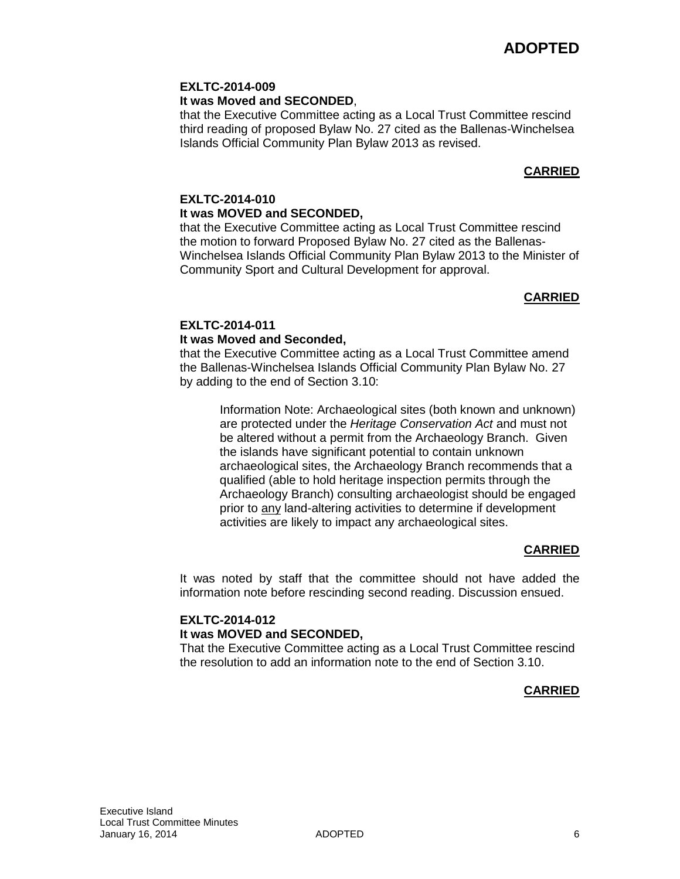**EXLTC-2014-009**
**It was Moved and SECONDED**,
that the Executive Committee acting as a Local Trust Committee rescind third reading of proposed Bylaw No. 27 cited as the Ballenas-Winchelsea Islands Official Community Plan Bylaw 2013 as revised.

**CARRIED**

**EXLTC-2014-010**
**It was MOVED and SECONDED,**
that the Executive Committee acting as Local Trust Committee rescind the motion to forward Proposed Bylaw No. 27 cited as the Ballenas-Winchelsea Islands Official Community Plan Bylaw 2013 to the Minister of Community Sport and Cultural Development for approval.

**CARRIED**

**EXLTC-2014-011**
**It was Moved and Seconded,**
that the Executive Committee acting as a Local Trust Committee amend the Ballenas-Winchelsea Islands Official Community Plan Bylaw No. 27 by adding to the end of Section 3.10:

> Information Note: Archaeological sites (both known and unknown) are protected under the *Heritage Conservation Act* and must not be altered without a permit from the Archaeology Branch. Given the islands have significant potential to contain unknown archaeological sites, the Archaeology Branch recommends that a qualified (able to hold heritage inspection permits through the Archaeology Branch) consulting archaeologist should be engaged prior to <u>any</u> land-altering activities to determine if development activities are likely to impact any archaeological sites.

**CARRIED**

It was noted by staff that the committee should not have added the information note before rescinding second reading. Discussion ensued.

**EXLTC-2014-012**
**It was MOVED and SECONDED,**
That the Executive Committee acting as a Local Trust Committee rescind the resolution to add an information note to the end of Section 3.10.

**CARRIED**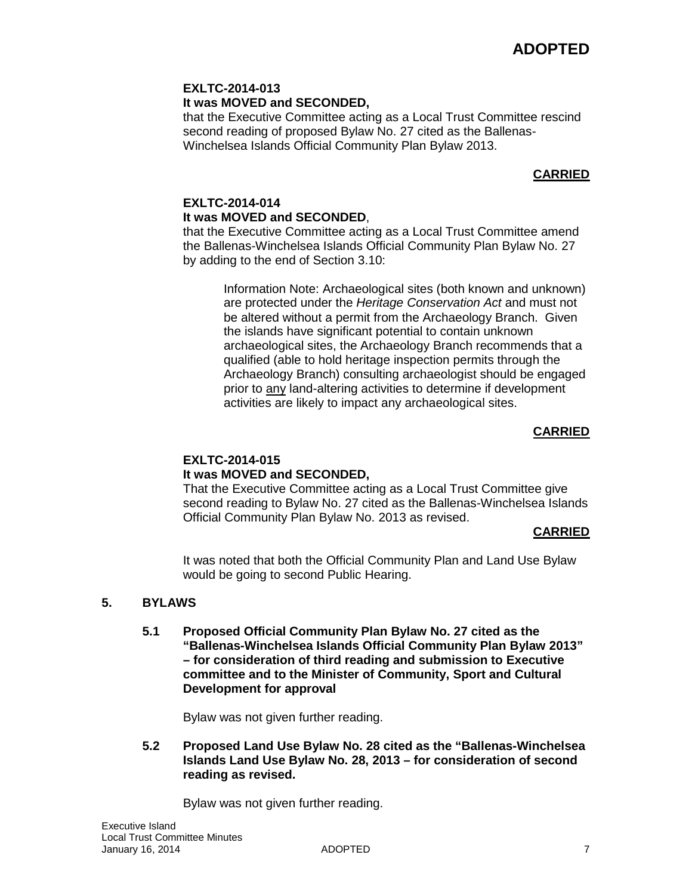**EXLTC-2014-013**
**It was MOVED and SECONDED,**
that the Executive Committee acting as a Local Trust Committee rescind second reading of proposed Bylaw No. 27 cited as the Ballenas-Winchelsea Islands Official Community Plan Bylaw 2013.

**CARRIED**

**EXLTC-2014-014**
**It was MOVED and SECONDED**,
that the Executive Committee acting as a Local Trust Committee amend the Ballenas-Winchelsea Islands Official Community Plan Bylaw No. 27 by adding to the end of Section 3.10:

> Information Note: Archaeological sites (both known and unknown) are protected under the *Heritage Conservation Act* and must not be altered without a permit from the Archaeology Branch. Given the islands have significant potential to contain unknown archaeological sites, the Archaeology Branch recommends that a qualified (able to hold heritage inspection permits through the Archaeology Branch) consulting archaeologist should be engaged prior to <u>any</u> land-altering activities to determine if development activities are likely to impact any archaeological sites.

**CARRIED**

**EXLTC-2014-015**
**It was MOVED and SECONDED,**
That the Executive Committee acting as a Local Trust Committee give second reading to Bylaw No. 27 cited as the Ballenas-Winchelsea Islands Official Community Plan Bylaw No. 2013 as revised.

**CARRIED**

It was noted that both the Official Community Plan and Land Use Bylaw would be going to second Public Hearing.

## 5. BYLAWS

**5.1 Proposed Official Community Plan Bylaw No. 27 cited as the "Ballenas-Winchelsea Islands Official Community Plan Bylaw 2013" – for consideration of third reading and submission to Executive committee and to the Minister of Community, Sport and Cultural Development for approval**

Bylaw was not given further reading.

**5.2 Proposed Land Use Bylaw No. 28 cited as the "Ballenas-Winchelsea Islands Land Use Bylaw No. 28, 2013 – for consideration of second reading as revised.**

Bylaw was not given further reading.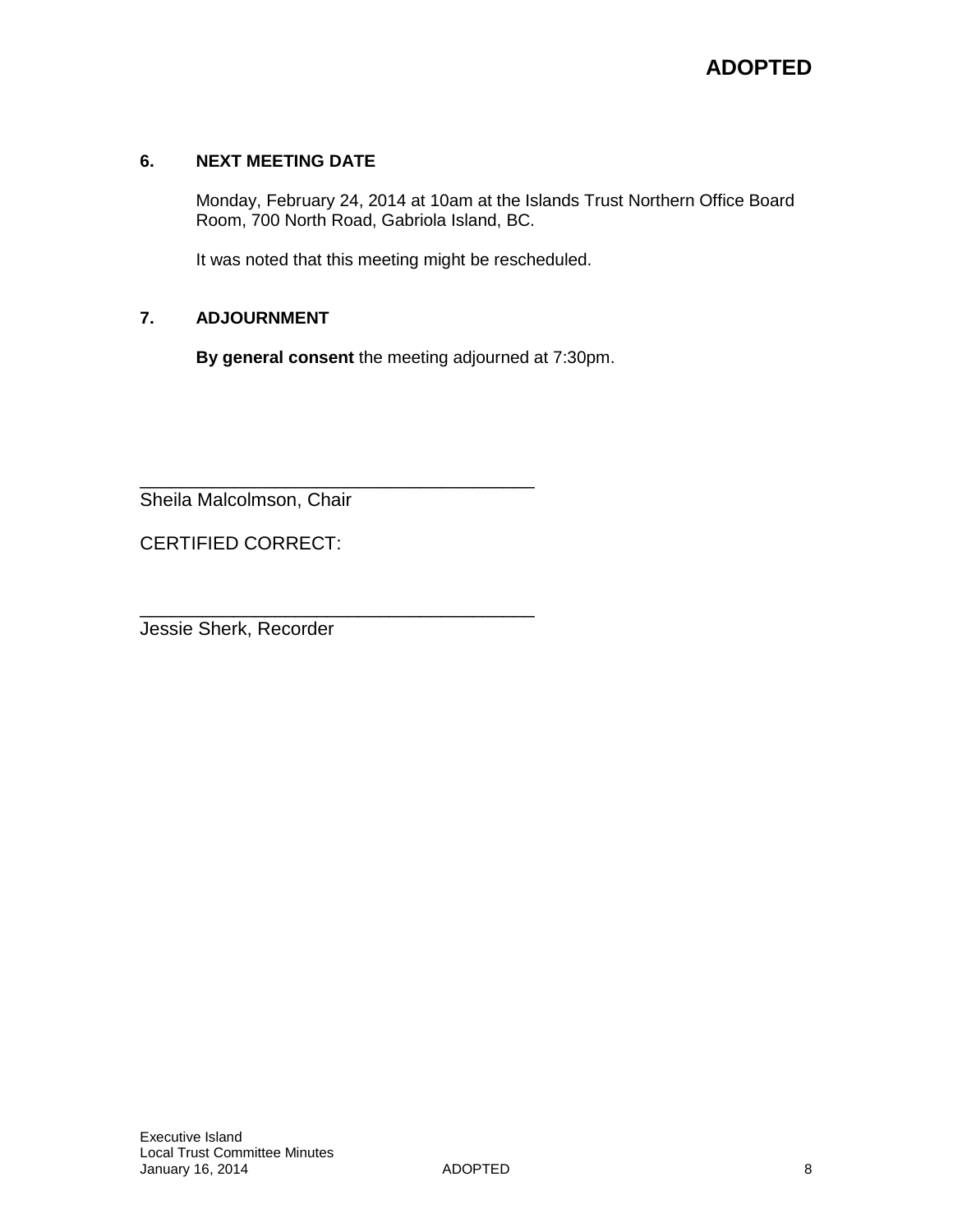**ADOPTED**

## 6. NEXT MEETING DATE

Monday, February 24, 2014 at 10am at the Islands Trust Northern Office Board Room, 700 North Road, Gabriola Island, BC.

It was noted that this meeting might be rescheduled.

## 7. ADJOURNMENT

**By general consent** the meeting adjourned at 7:30pm.

_______________________________________
Sheila Malcolmson, Chair

CERTIFIED CORRECT:

_______________________________________
Jessie Sherk, Recorder